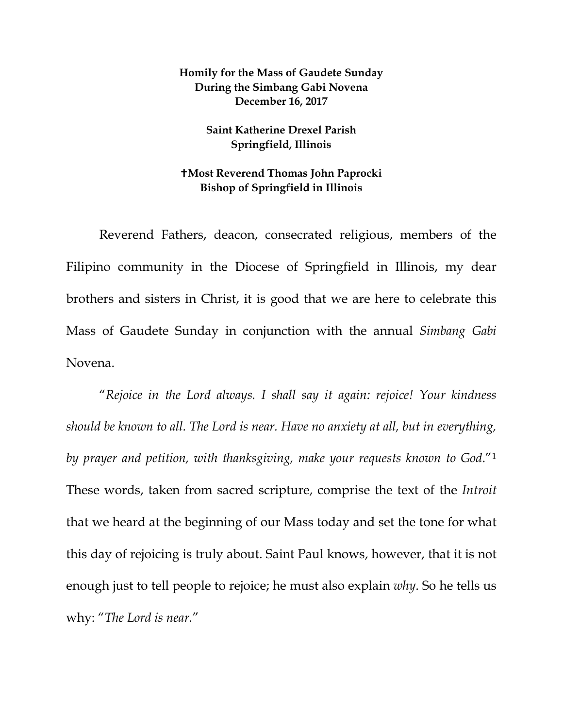**Homily for the Mass of Gaudete Sunday**
**During the Simbang Gabi Novena**
**December 16, 2017**

**Saint Katherine Drexel Parish**
**Springfield, Illinois**

**✝Most Reverend Thomas John Paprocki**
**Bishop of Springfield in Illinois**

Reverend Fathers, deacon, consecrated religious, members of the Filipino community in the Diocese of Springfield in Illinois, my dear brothers and sisters in Christ, it is good that we are here to celebrate this Mass of Gaudete Sunday in conjunction with the annual *Simbang Gabi* Novena.

"*Rejoice in the Lord always. I shall say it again: rejoice! Your kindness should be known to all. The Lord is near. Have no anxiety at all, but in everything, by prayer and petition, with thanksgiving, make your requests known to God*."[1] These words, taken from sacred scripture, comprise the text of the *Introit* that we heard at the beginning of our Mass today and set the tone for what this day of rejoicing is truly about. Saint Paul knows, however, that it is not enough just to tell people to rejoice; he must also explain *why*. So he tells us why: "*The Lord is near.*"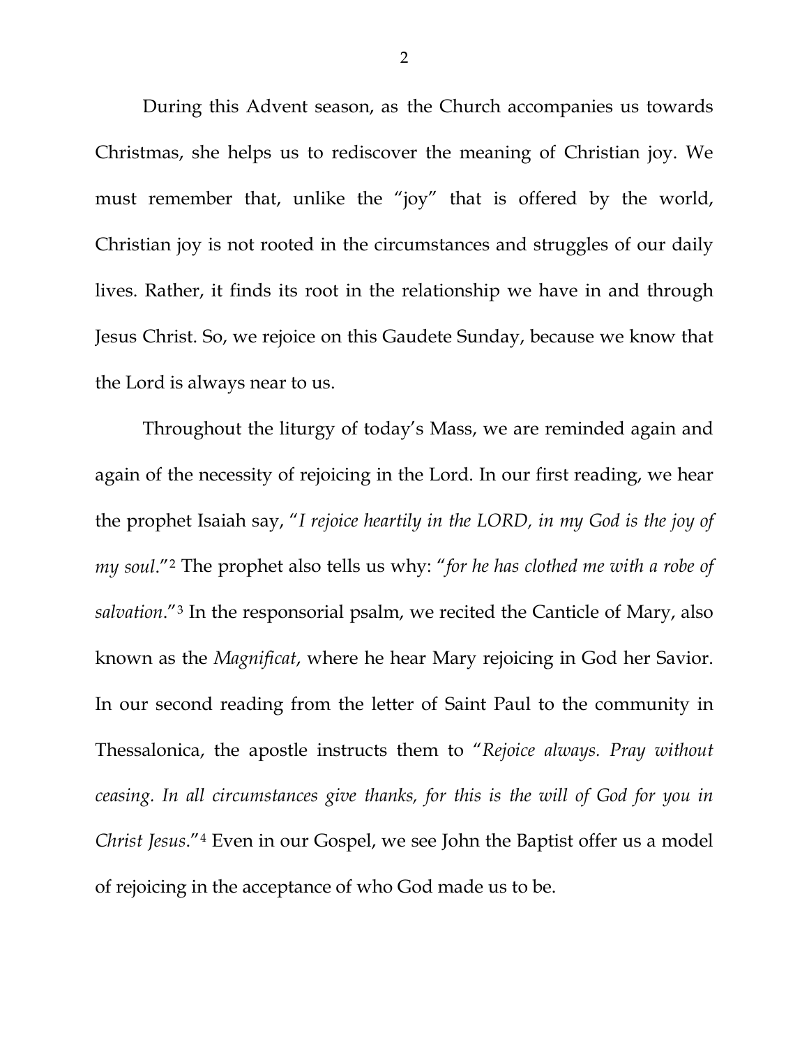During this Advent season, as the Church accompanies us towards Christmas, she helps us to rediscover the meaning of Christian joy. We must remember that, unlike the "joy" that is offered by the world, Christian joy is not rooted in the circumstances and struggles of our daily lives. Rather, it finds its root in the relationship we have in and through Jesus Christ. So, we rejoice on this Gaudete Sunday, because we know that the Lord is always near to us.

Throughout the liturgy of today's Mass, we are reminded again and again of the necessity of rejoicing in the Lord. In our first reading, we hear the prophet Isaiah say, "*I rejoice heartily in the LORD, in my God is the joy of my soul*."[2] The prophet also tells us why: "*for he has clothed me with a robe of salvation*."[3] In the responsorial psalm, we recited the Canticle of Mary, also known as the *Magnificat*, where he hear Mary rejoicing in God her Savior. In our second reading from the letter of Saint Paul to the community in Thessalonica, the apostle instructs them to "*Rejoice always. Pray without ceasing. In all circumstances give thanks, for this is the will of God for you in Christ Jesus*."[4] Even in our Gospel, we see John the Baptist offer us a model of rejoicing in the acceptance of who God made us to be.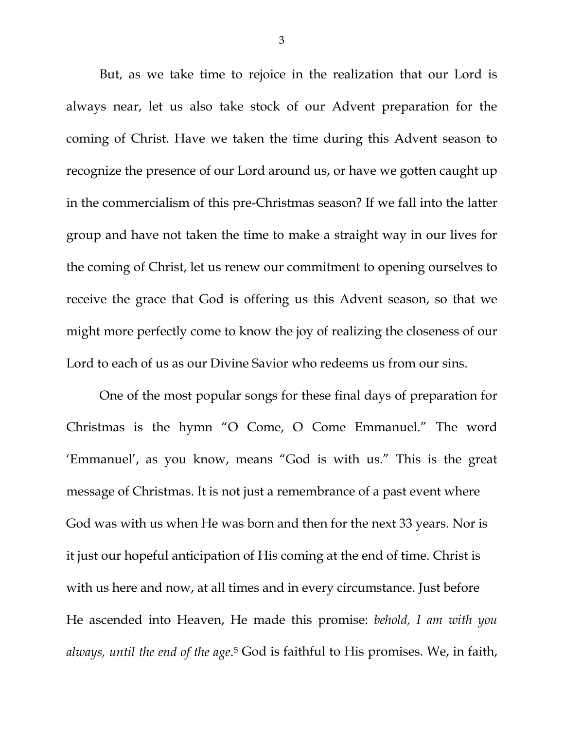But, as we take time to rejoice in the realization that our Lord is always near, let us also take stock of our Advent preparation for the coming of Christ. Have we taken the time during this Advent season to recognize the presence of our Lord around us, or have we gotten caught up in the commercialism of this pre-Christmas season? If we fall into the latter group and have not taken the time to make a straight way in our lives for the coming of Christ, let us renew our commitment to opening ourselves to receive the grace that God is offering us this Advent season, so that we might more perfectly come to know the joy of realizing the closeness of our Lord to each of us as our Divine Savior who redeems us from our sins.

One of the most popular songs for these final days of preparation for Christmas is the hymn "O Come, O Come Emmanuel." The word 'Emmanuel', as you know, means "God is with us." This is the great message of Christmas. It is not just a remembrance of a past event where God was with us when He was born and then for the next 33 years. Nor is it just our hopeful anticipation of His coming at the end of time. Christ is with us here and now, at all times and in every circumstance. Just before He ascended into Heaven, He made this promise: *behold, I am with you always, until the end of the age*.[5] God is faithful to His promises. We, in faith,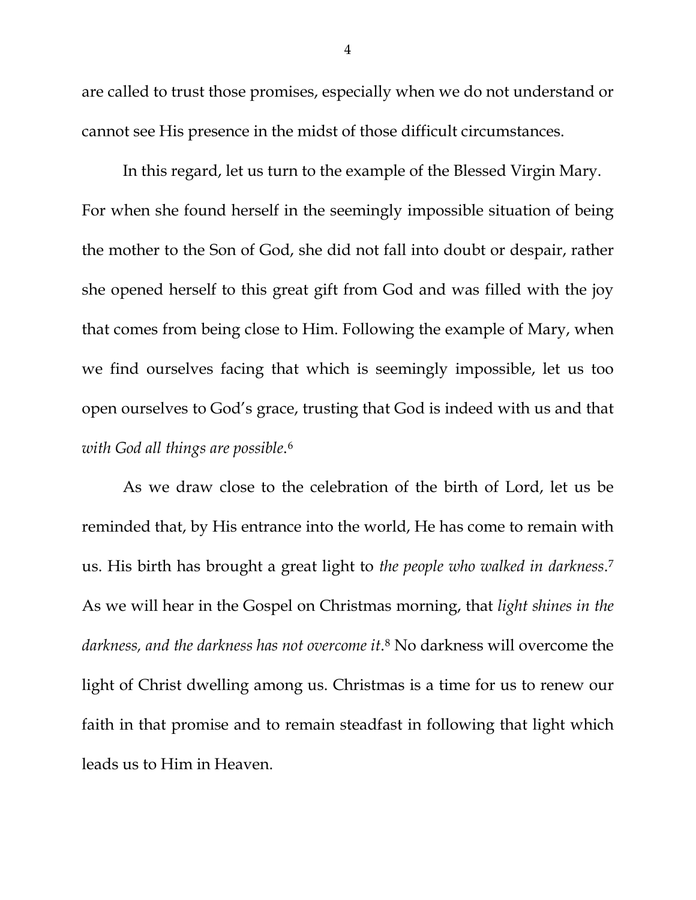are called to trust those promises, especially when we do not understand or cannot see His presence in the midst of those difficult circumstances.

In this regard, let us turn to the example of the Blessed Virgin Mary. For when she found herself in the seemingly impossible situation of being the mother to the Son of God, she did not fall into doubt or despair, rather she opened herself to this great gift from God and was filled with the joy that comes from being close to Him. Following the example of Mary, when we find ourselves facing that which is seemingly impossible, let us too open ourselves to God's grace, trusting that God is indeed with us and that *with God all things are possible*.[6]

As we draw close to the celebration of the birth of Lord, let us be reminded that, by His entrance into the world, He has come to remain with us. His birth has brought a great light to *the people who walked in darkness*.[7] As we will hear in the Gospel on Christmas morning, that *light shines in the darkness, and the darkness has not overcome it*.[8] No darkness will overcome the light of Christ dwelling among us. Christmas is a time for us to renew our faith in that promise and to remain steadfast in following that light which leads us to Him in Heaven.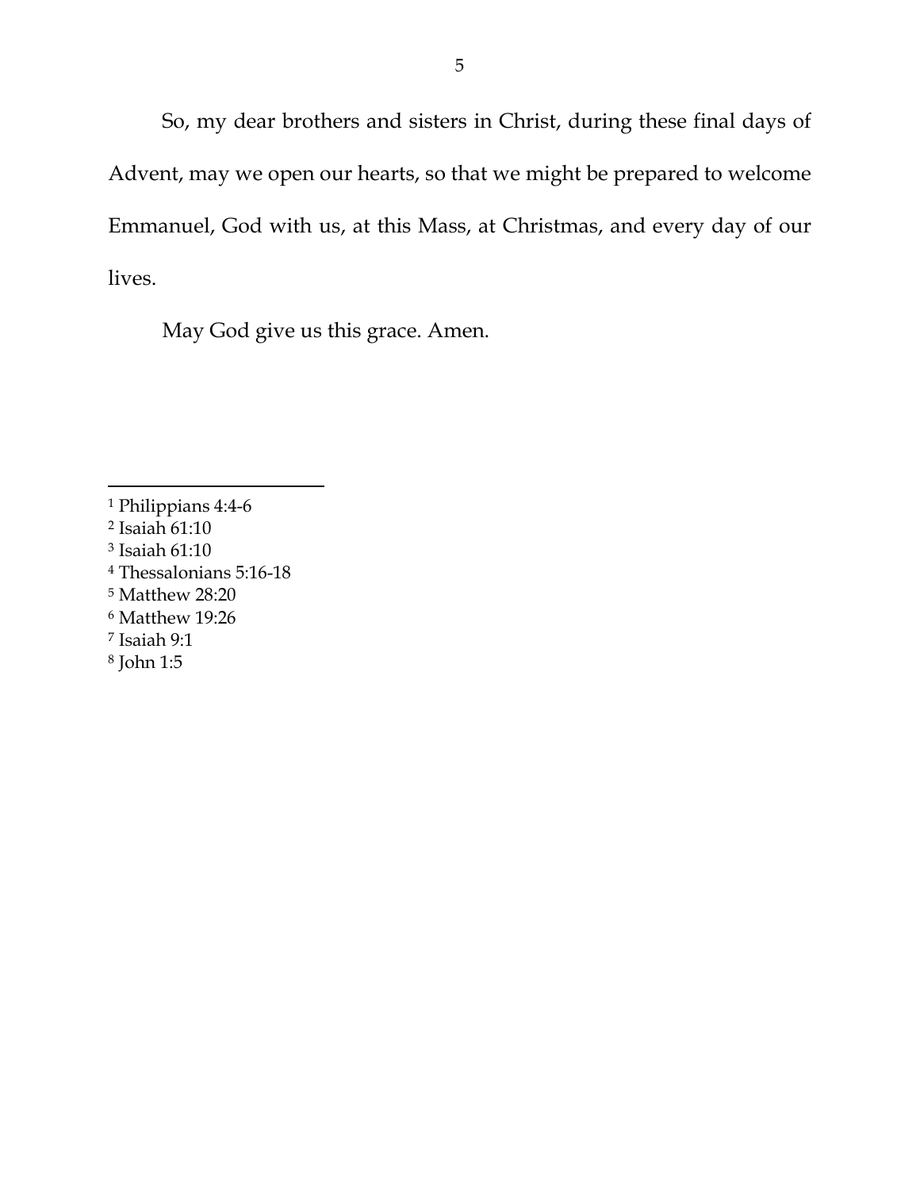So, my dear brothers and sisters in Christ, during these final days of Advent, may we open our hearts, so that we might be prepared to welcome Emmanuel, God with us, at this Mass, at Christmas, and every day of our lives.

May God give us this grace. Amen.

---

[1] Philippians 4:4-6
[2] Isaiah 61:10
[3] Isaiah 61:10
[4] Thessalonians 5:16-18
[5] Matthew 28:20
[6] Matthew 19:26
[7] Isaiah 9:1
[8] John 1:5